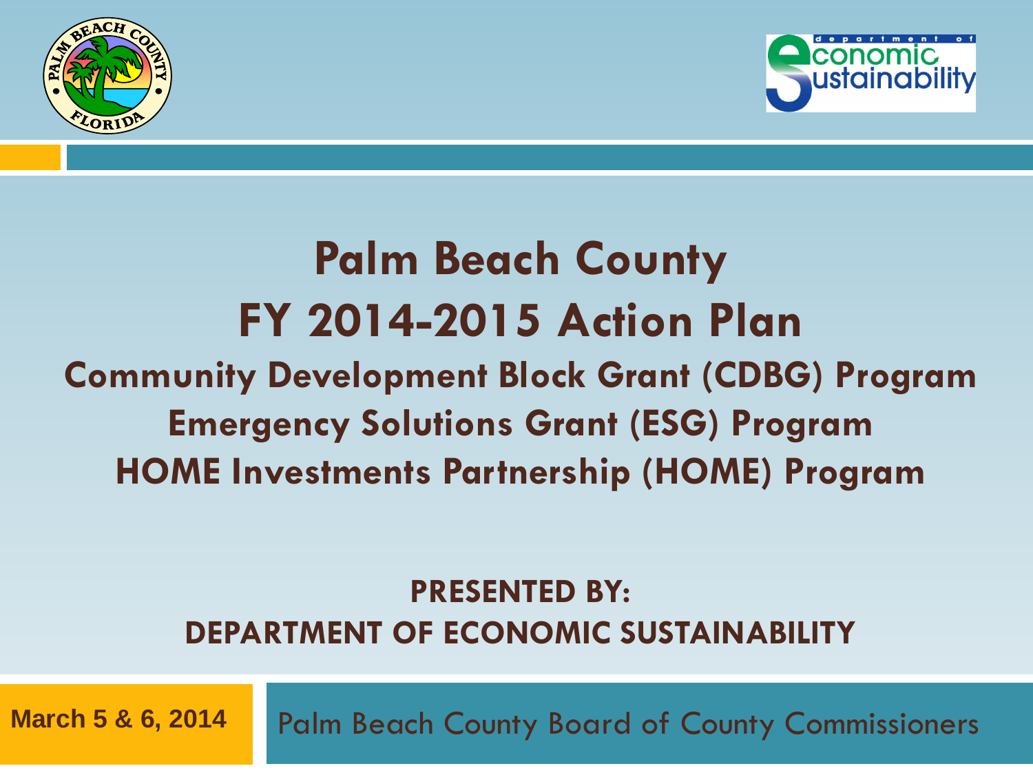# Palm Beach County
# FY 2014-2015 Action Plan

## Community Development Block Grant (CDBG) Program
## Emergency Solutions Grant (ESG) Program
## HOME Investments Partnership (HOME) Program

**PRESENTED BY:**
**DEPARTMENT OF ECONOMIC SUSTAINABILITY**

**March 5 & 6, 2014**

Palm Beach County Board of County Commissioners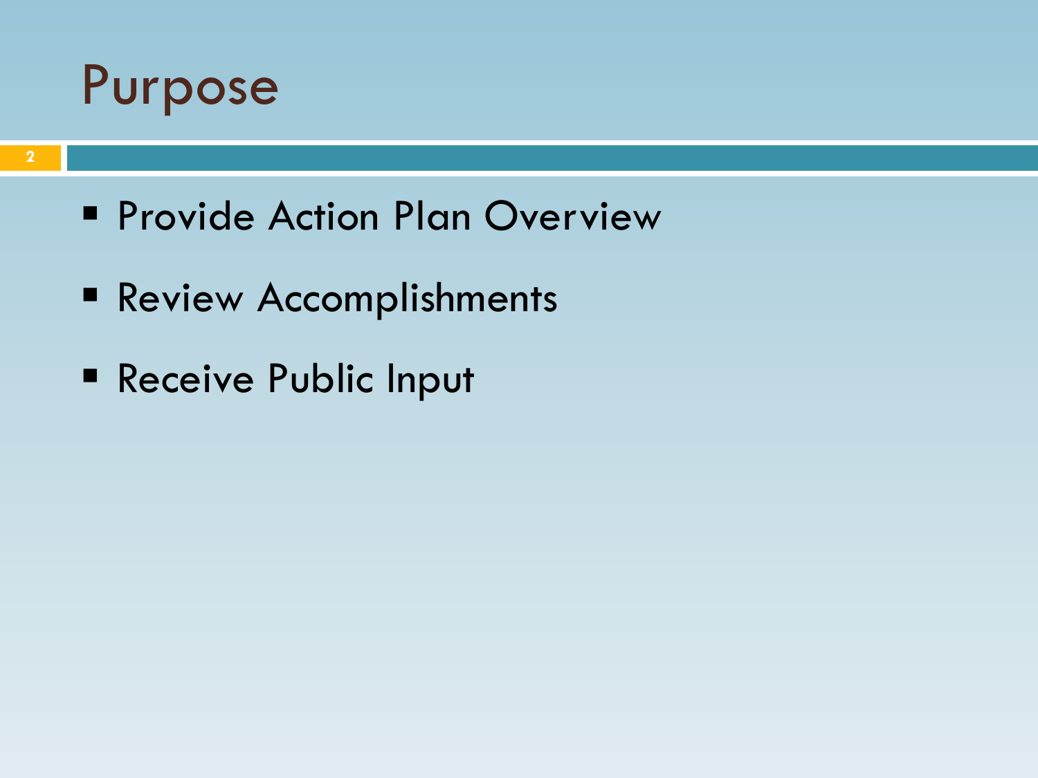# Purpose

- Provide Action Plan Overview
- Review Accomplishments
- Receive Public Input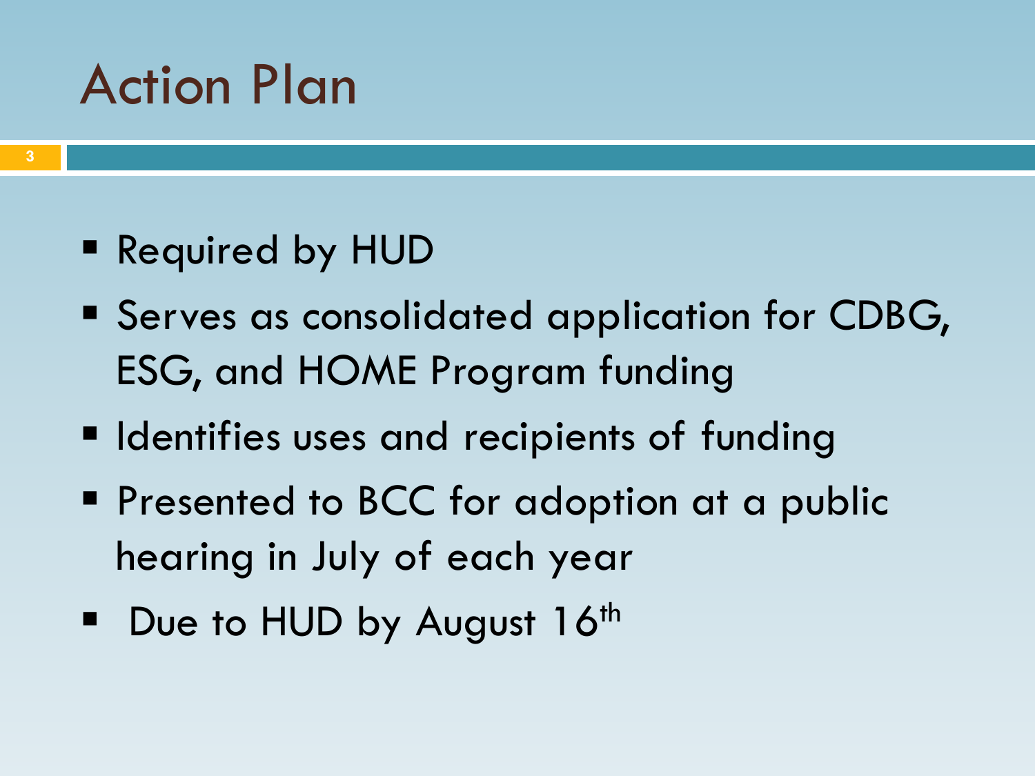# Action Plan

- Required by HUD
- Serves as consolidated application for CDBG, ESG, and HOME Program funding
- Identifies uses and recipients of funding
- Presented to BCC for adoption at a public hearing in July of each year
- Due to HUD by August 16th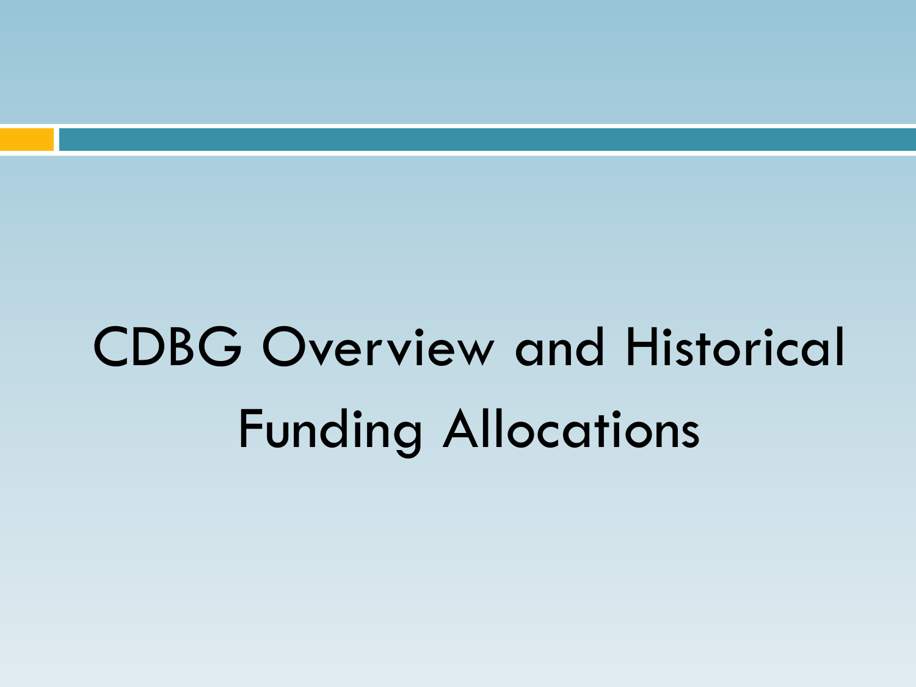# CDBG Overview and Historical Funding Allocations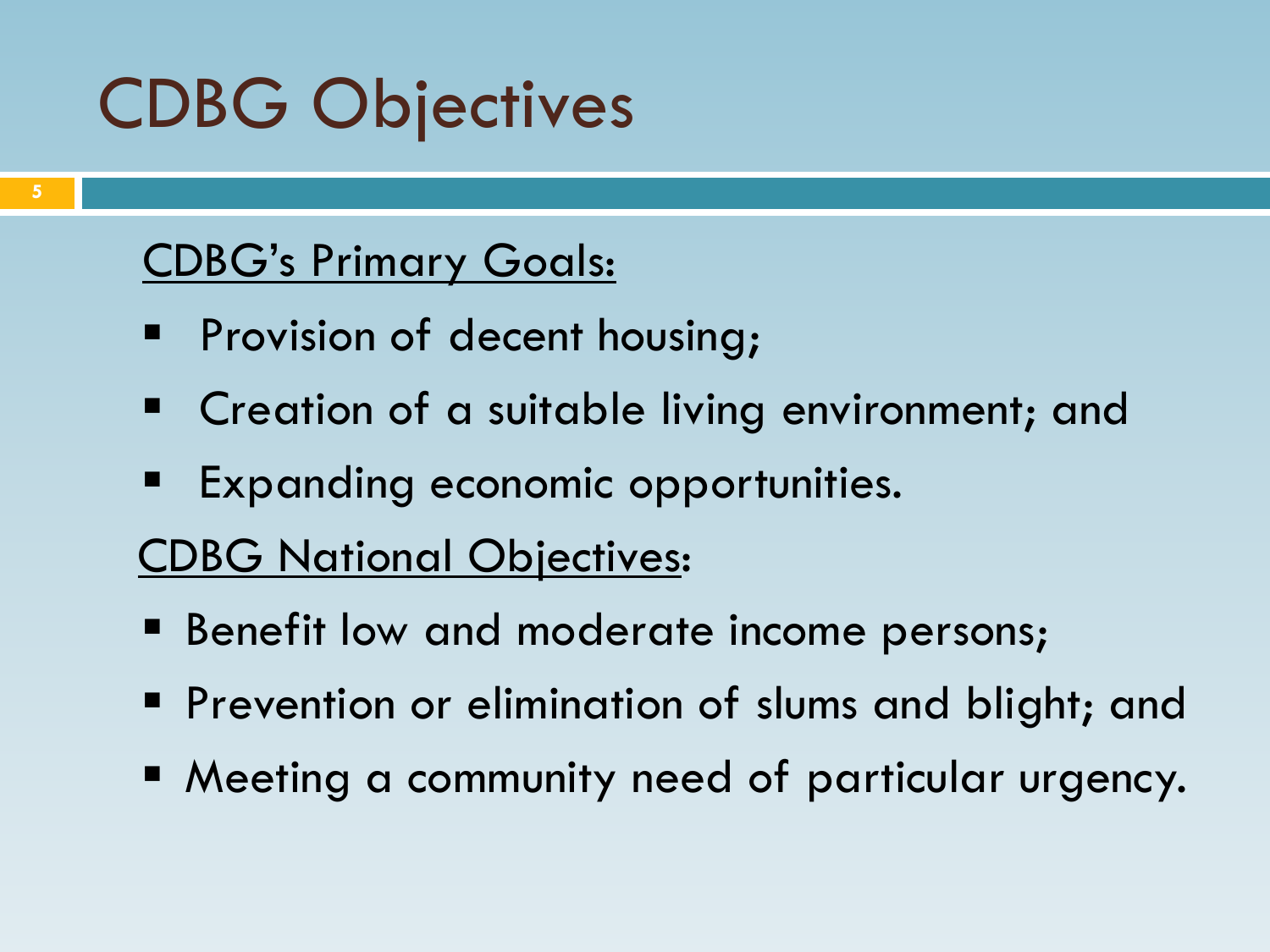# CDBG Objectives

<u>CDBG's Primary Goals:</u>

- Provision of decent housing;
- Creation of a suitable living environment; and
- Expanding economic opportunities.

<u>CDBG National Objectives</u>:

- Benefit low and moderate income persons;
- Prevention or elimination of slums and blight; and
- Meeting a community need of particular urgency.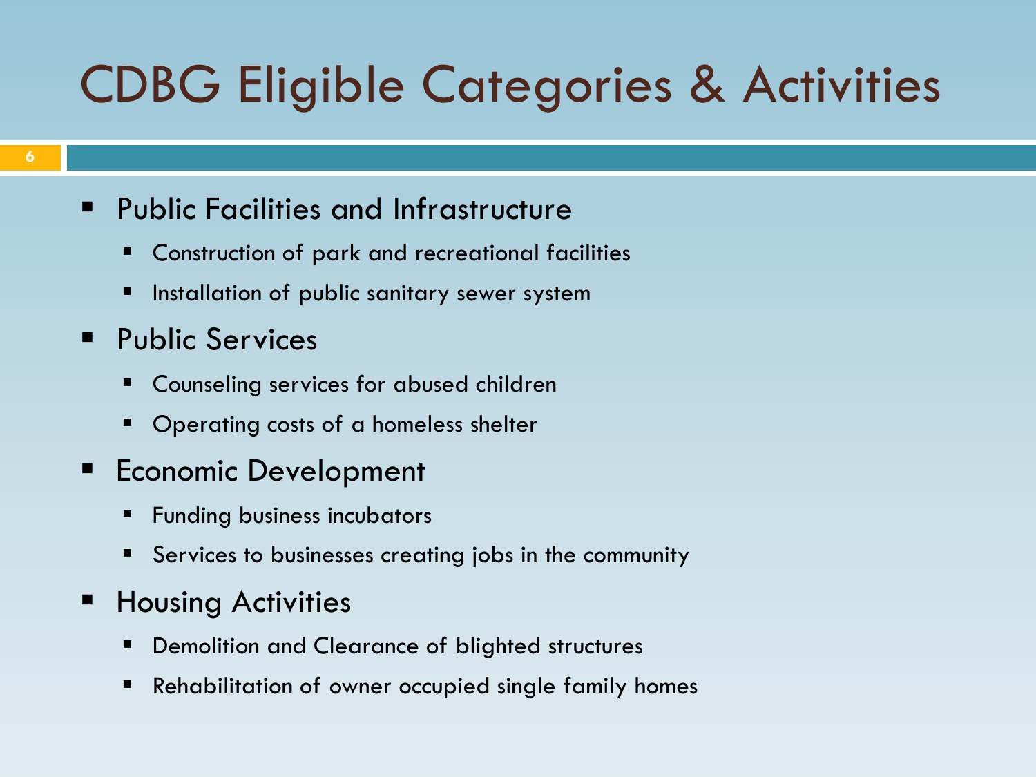# CDBG Eligible Categories & Activities

- Public Facilities and Infrastructure
  - Construction of park and recreational facilities
  - Installation of public sanitary sewer system
- Public Services
  - Counseling services for abused children
  - Operating costs of a homeless shelter
- Economic Development
  - Funding business incubators
  - Services to businesses creating jobs in the community
- Housing Activities
  - Demolition and Clearance of blighted structures
  - Rehabilitation of owner occupied single family homes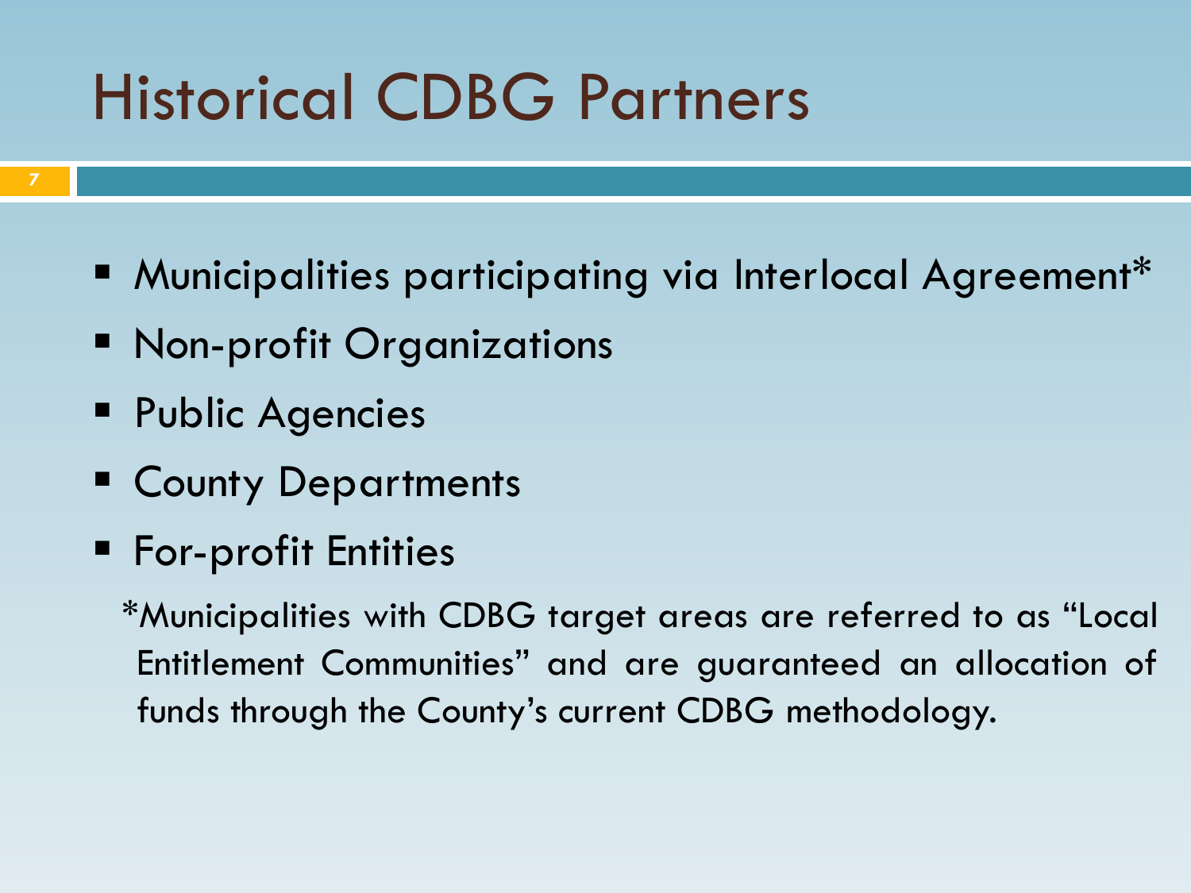# Historical CDBG Partners

- Municipalities participating via Interlocal Agreement*
- Non-profit Organizations
- Public Agencies
- County Departments
- For-profit Entities

*Municipalities with CDBG target areas are referred to as "Local Entitlement Communities" and are guaranteed an allocation of funds through the County's current CDBG methodology.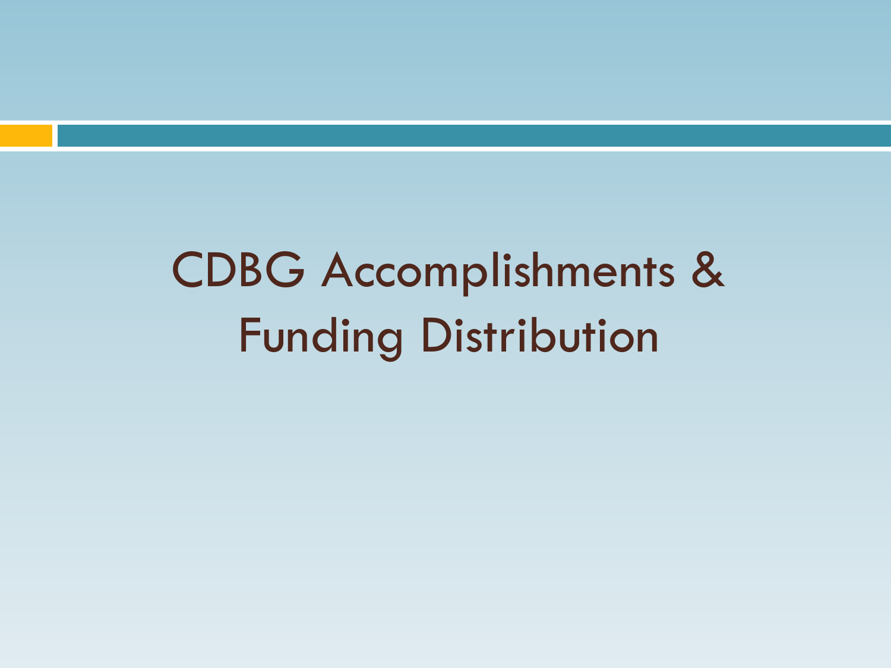# CDBG Accomplishments & Funding Distribution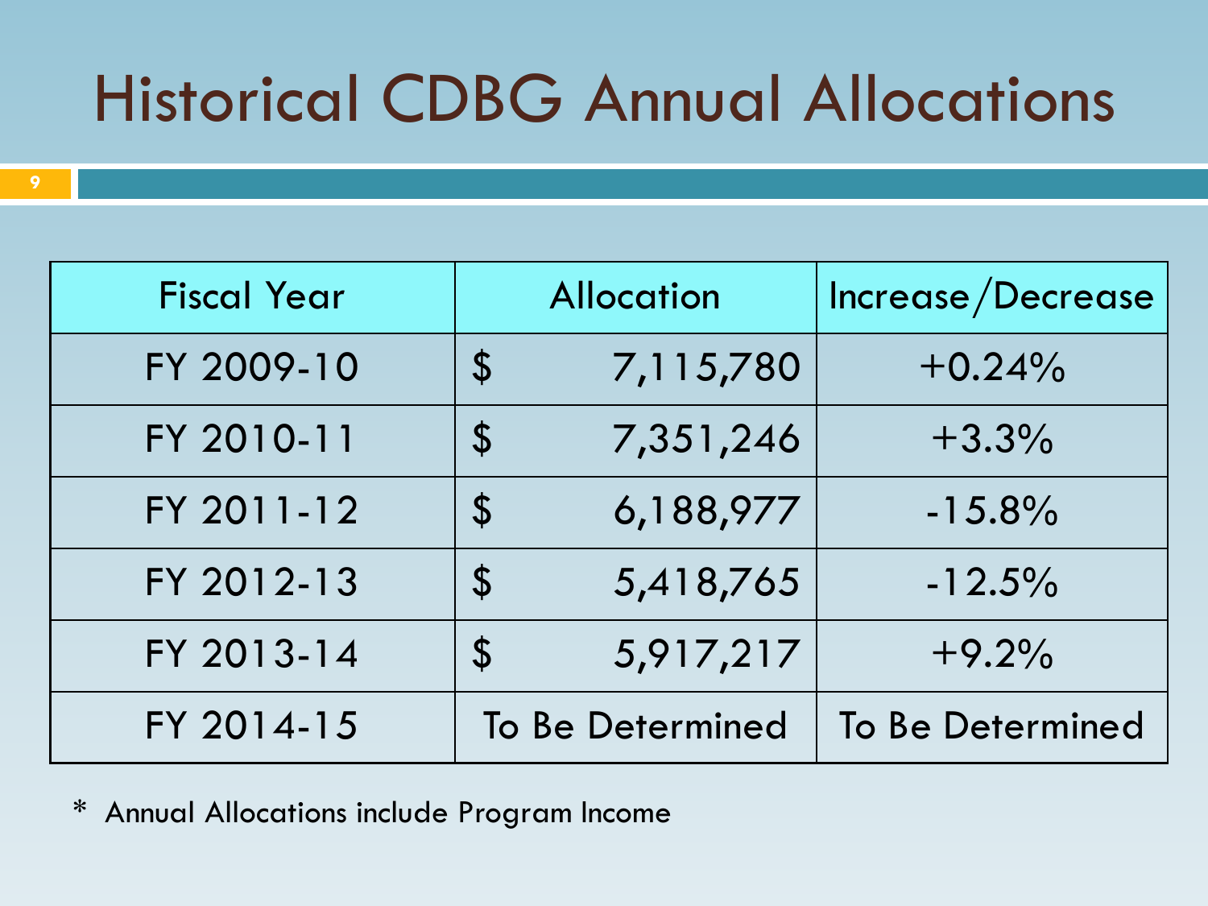# Historical CDBG Annual Allocations

| Fiscal Year | Allocation | Increase/Decrease |
|---|---|---|
| FY 2009-10 | $ 7,115,780 | +0.24% |
| FY 2010-11 | $ 7,351,246 | +3.3% |
| FY 2011-12 | $ 6,188,977 | -15.8% |
| FY 2012-13 | $ 5,418,765 | -12.5% |
| FY 2013-14 | $ 5,917,217 | +9.2% |
| FY 2014-15 | To Be Determined | To Be Determined |

\* Annual Allocations include Program Income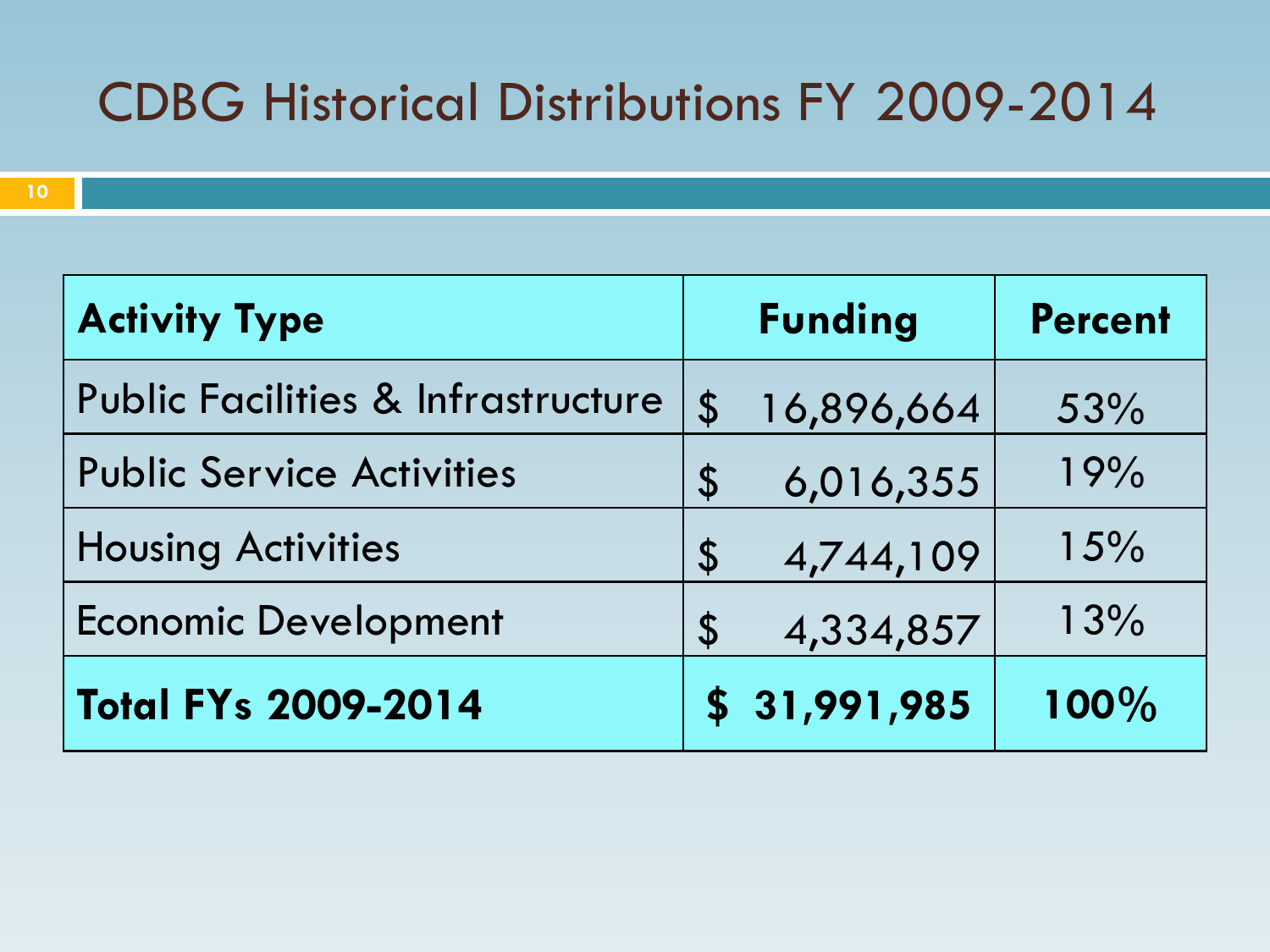# CDBG Historical Distributions FY 2009-2014

| **Activity Type** | **Funding** | **Percent** |
| --- | --- | --- |
| Public Facilities & Infrastructure | $ 16,896,664 | 53% |
| Public Service Activities | $ 6,016,355 | 19% |
| Housing Activities | $ 4,744,109 | 15% |
| Economic Development | $ 4,334,857 | 13% |
| **Total FYs 2009-2014** | **$ 31,991,985** | **100%** |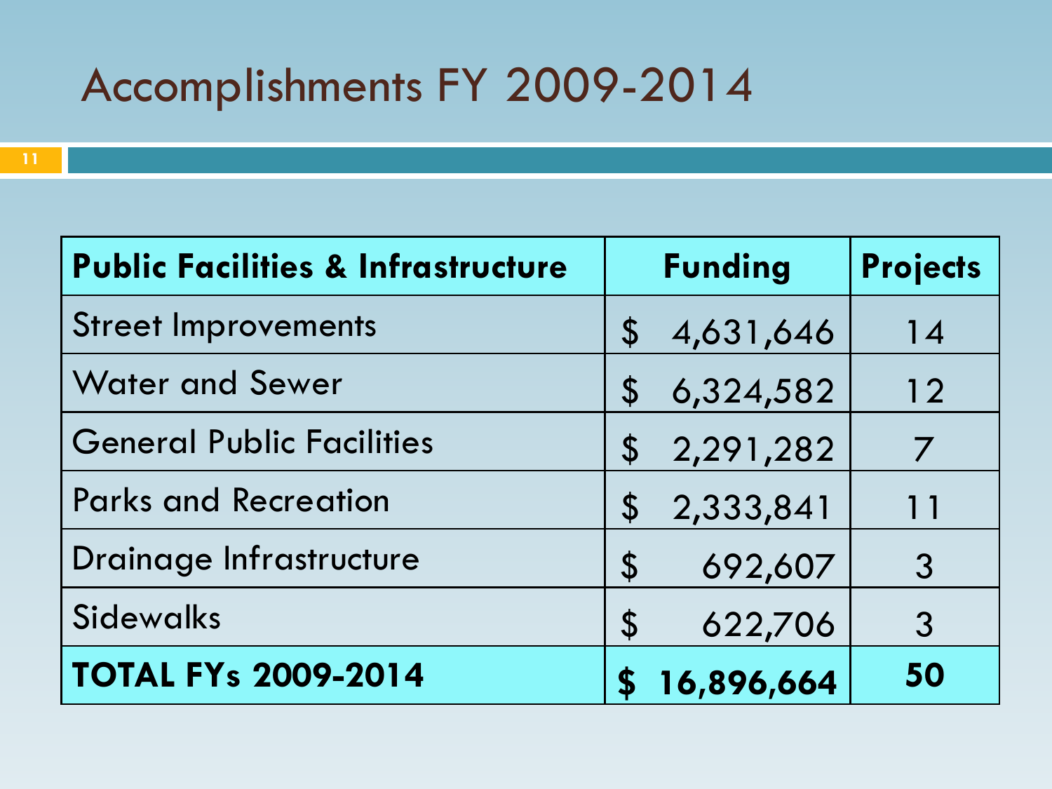# Accomplishments FY 2009-2014

| **Public Facilities & Infrastructure** | **Funding** | **Projects** |
|---|---|---|
| Street Improvements | $ 4,631,646 | 14 |
| Water and Sewer | $ 6,324,582 | 12 |
| General Public Facilities | $ 2,291,282 | 7 |
| Parks and Recreation | $ 2,333,841 | 11 |
| Drainage Infrastructure | $ 692,607 | 3 |
| Sidewalks | $ 622,706 | 3 |
| **TOTAL FYs 2009-2014** | **$ 16,896,664** | **50** |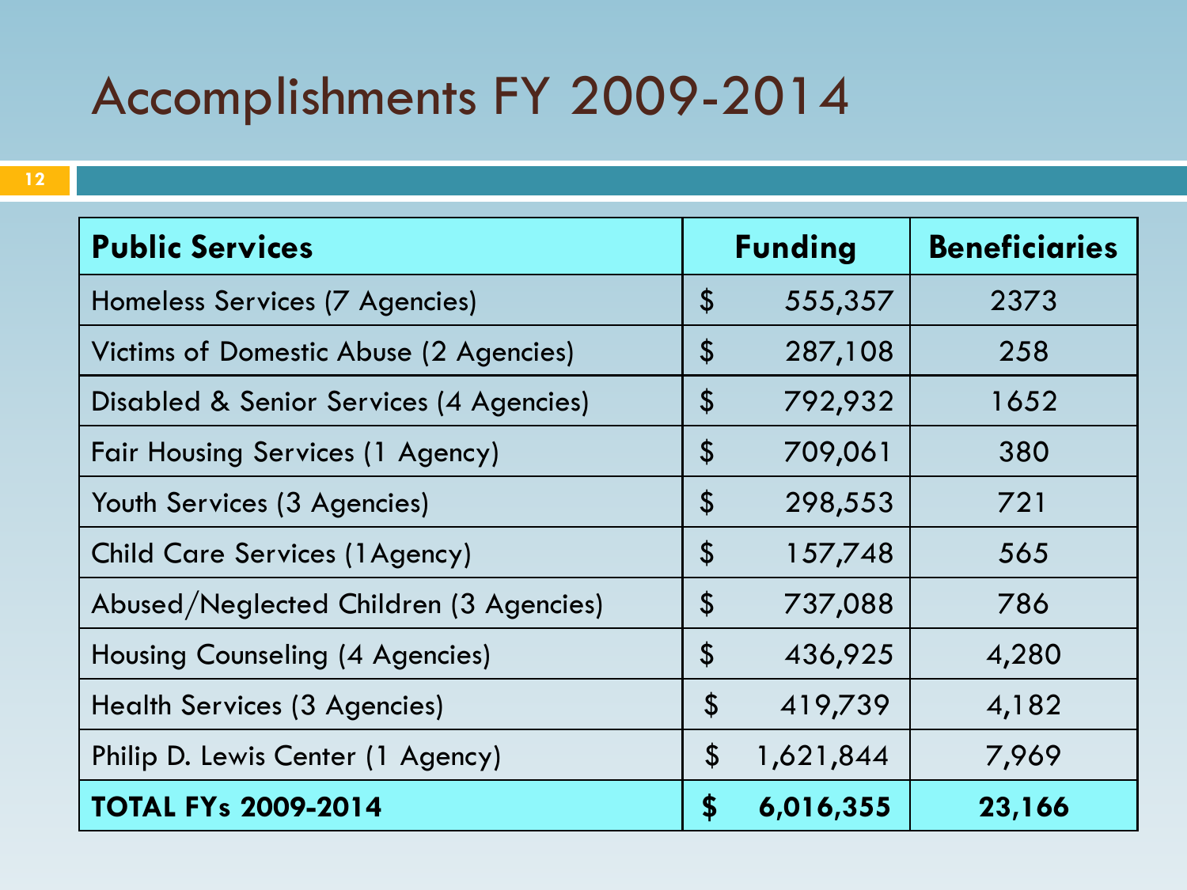# Accomplishments FY 2009-2014

| **Public Services** | **Funding** | **Beneficiaries** |
|---|---|---|
| Homeless Services (7 Agencies) | $ 555,357 | 2373 |
| Victims of Domestic Abuse (2 Agencies) | $ 287,108 | 258 |
| Disabled & Senior Services (4 Agencies) | $ 792,932 | 1652 |
| Fair Housing Services (1 Agency) | $ 709,061 | 380 |
| Youth Services (3 Agencies) | $ 298,553 | 721 |
| Child Care Services (1Agency) | $ 157,748 | 565 |
| Abused/Neglected Children (3 Agencies) | $ 737,088 | 786 |
| Housing Counseling (4 Agencies) | $ 436,925 | 4,280 |
| Health Services (3 Agencies) | $ 419,739 | 4,182 |
| Philip D. Lewis Center (1 Agency) | $ 1,621,844 | 7,969 |
| **TOTAL FYs 2009-2014** | **$ 6,016,355** | **23,166** |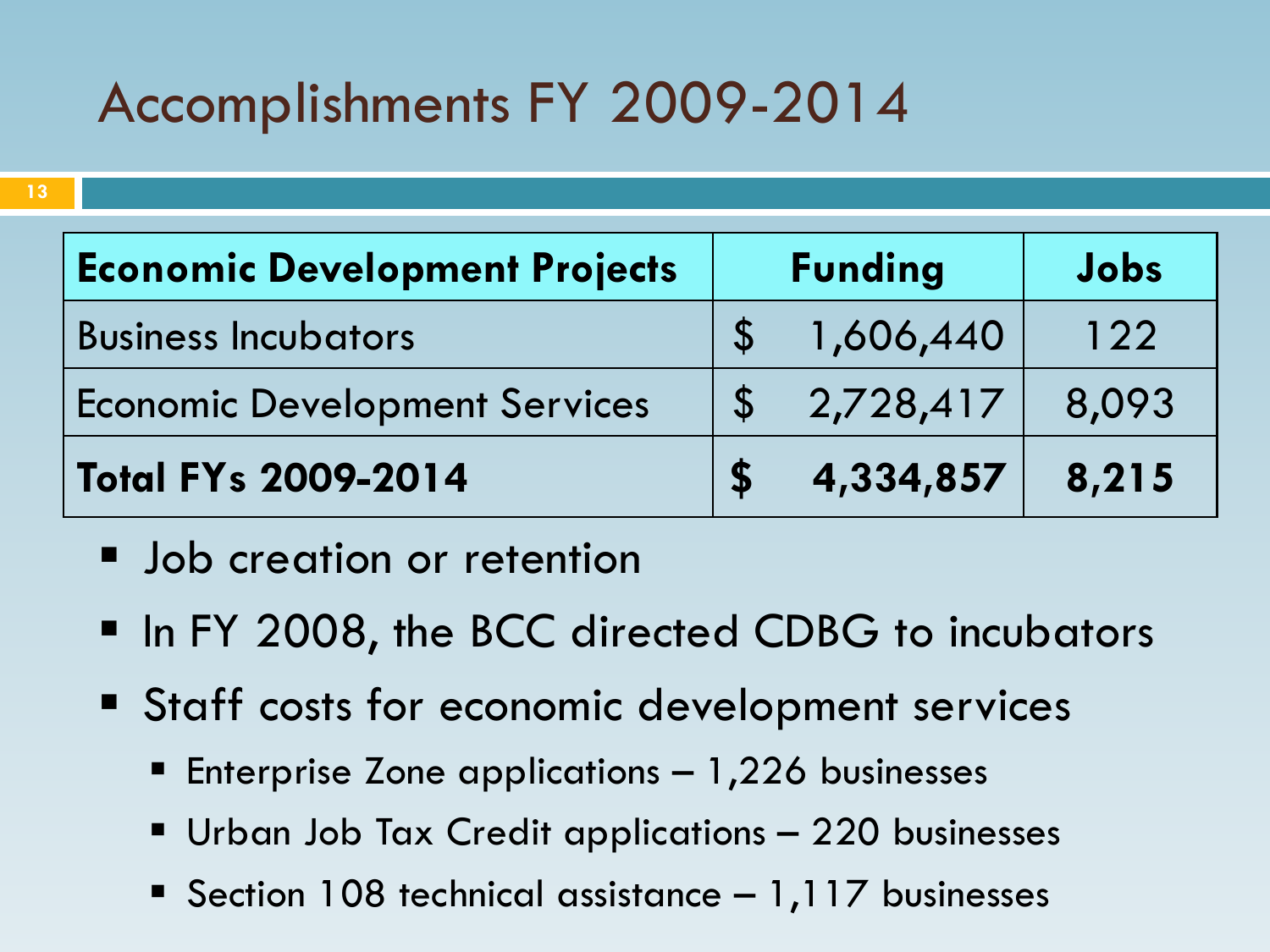# Accomplishments FY 2009-2014

| **Economic Development Projects** | **Funding** | **Jobs** |
|---|---|---|
| Business Incubators | $ 1,606,440 | 122 |
| Economic Development Services | $ 2,728,417 | 8,093 |
| **Total FYs 2009-2014** | **$ 4,334,857** | **8,215** |

- Job creation or retention
- In FY 2008, the BCC directed CDBG to incubators
- Staff costs for economic development services
  - Enterprise Zone applications – 1,226 businesses
  - Urban Job Tax Credit applications – 220 businesses
  - Section 108 technical assistance – 1,117 businesses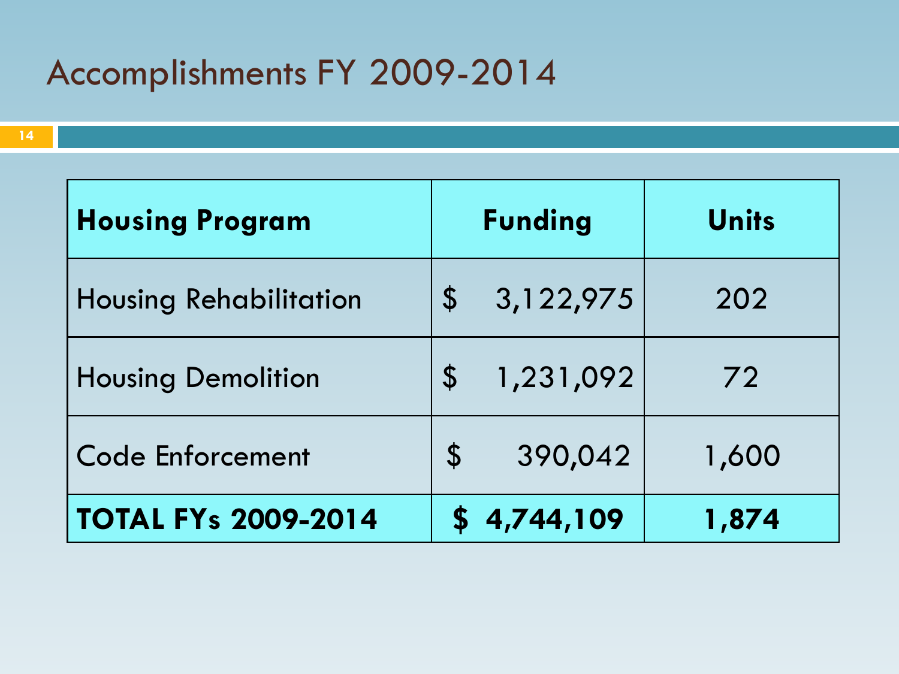# Accomplishments FY 2009-2014

| Housing Program | Funding | Units |
|---|---|---|
| Housing Rehabilitation | $ 3,122,975 | 202 |
| Housing Demolition | $ 1,231,092 | 72 |
| Code Enforcement | $ 390,042 | 1,600 |
| **TOTAL FYs 2009-2014** | **$ 4,744,109** | **1,874** |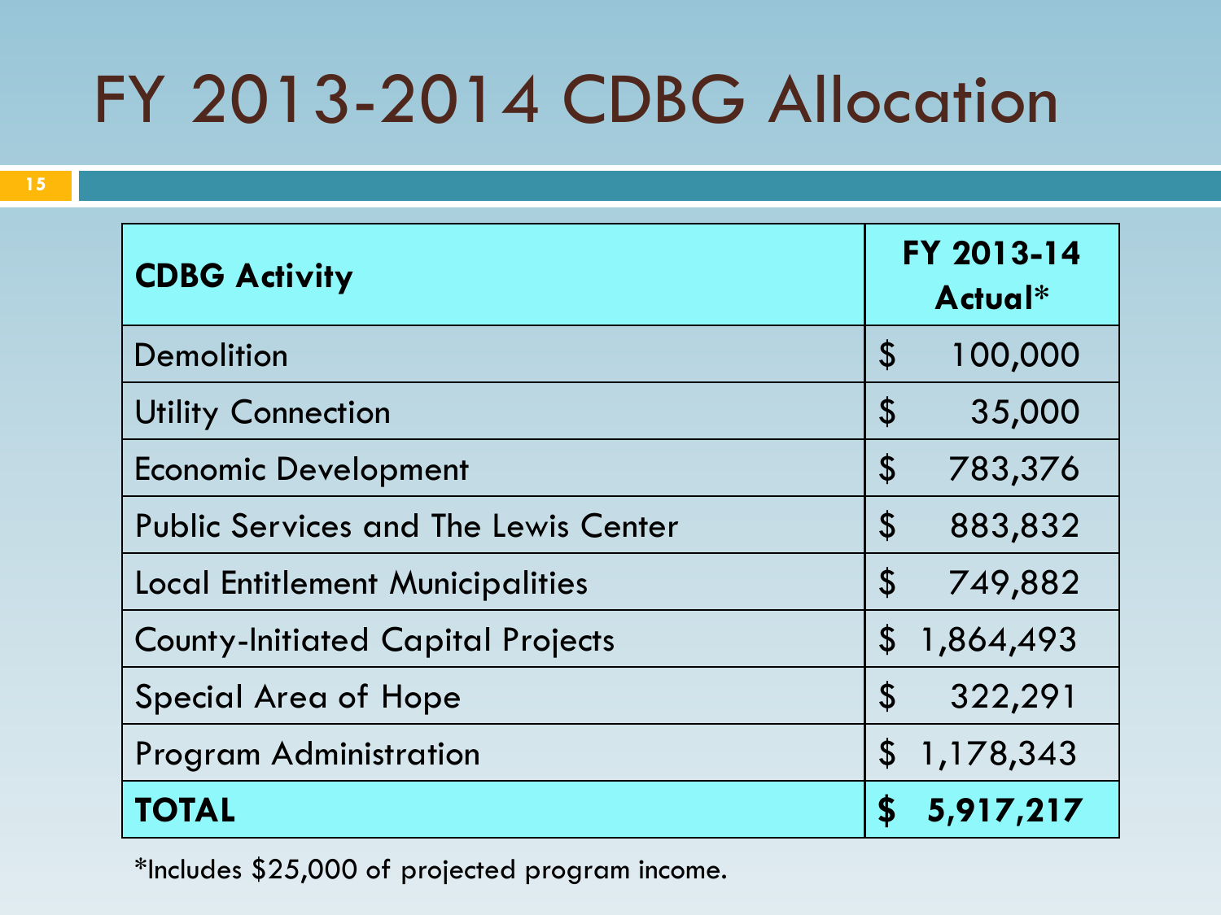# FY 2013-2014 CDBG Allocation

| **CDBG Activity** | **FY 2013-14 Actual*** |
|---|---|
| Demolition | $ 100,000 |
| Utility Connection | $ 35,000 |
| Economic Development | $ 783,376 |
| Public Services and The Lewis Center | $ 883,832 |
| Local Entitlement Municipalities | $ 749,882 |
| County-Initiated Capital Projects | $ 1,864,493 |
| Special Area of Hope | $ 322,291 |
| Program Administration | $ 1,178,343 |
| **TOTAL** | **$ 5,917,217** |

*Includes $25,000 of projected program income.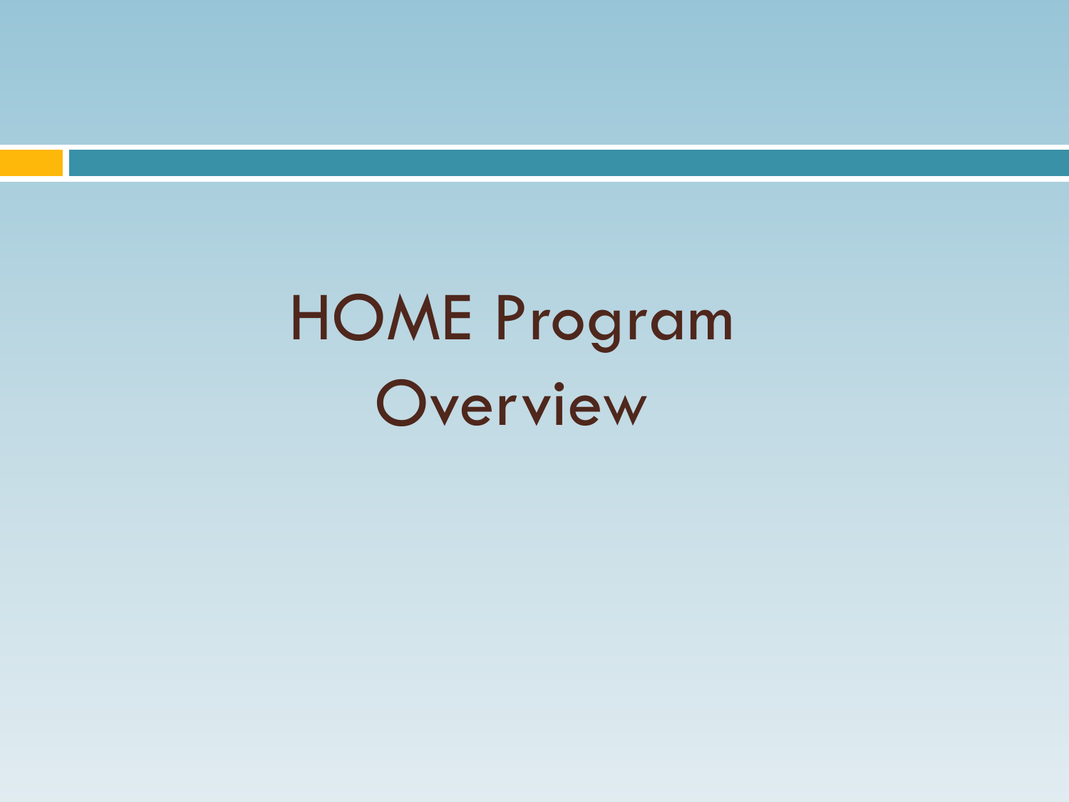# HOME Program Overview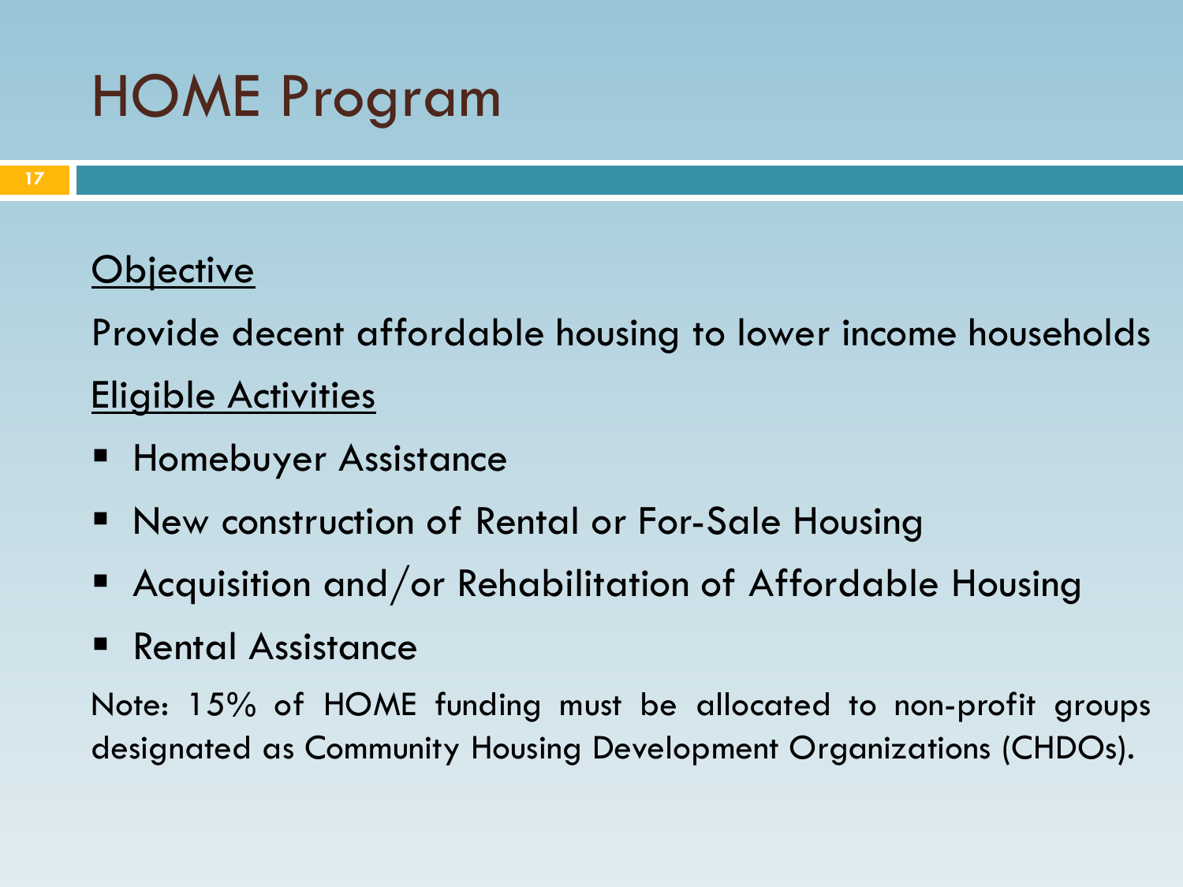# HOME Program

<u>Objective</u>

Provide decent affordable housing to lower income households

<u>Eligible Activities</u>

- Homebuyer Assistance
- New construction of Rental or For-Sale Housing
- Acquisition and/or Rehabilitation of Affordable Housing
- Rental Assistance

Note: 15% of HOME funding must be allocated to non-profit groups designated as Community Housing Development Organizations (CHDOs).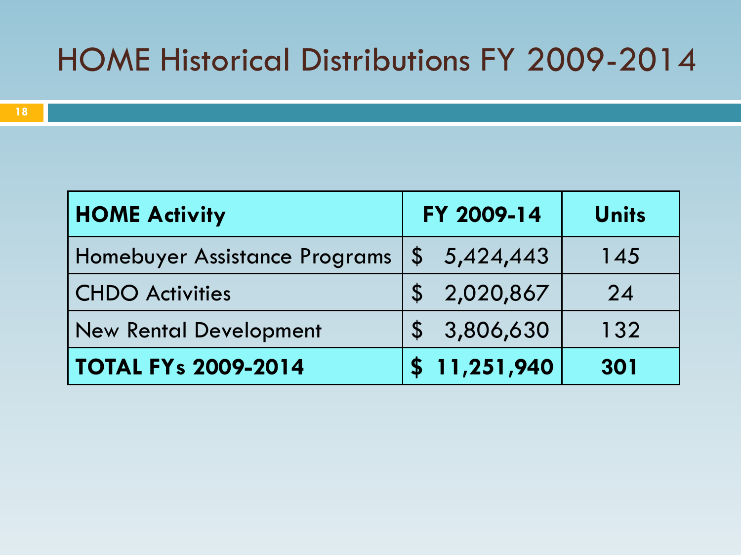# HOME Historical Distributions FY 2009-2014

| **HOME Activity** | **FY 2009-14** | **Units** |
|---|---|---|
| Homebuyer Assistance Programs | $ 5,424,443 | 145 |
| CHDO Activities | $ 2,020,867 | 24 |
| New Rental Development | $ 3,806,630 | 132 |
| **TOTAL FYs 2009-2014** | **$ 11,251,940** | **301** |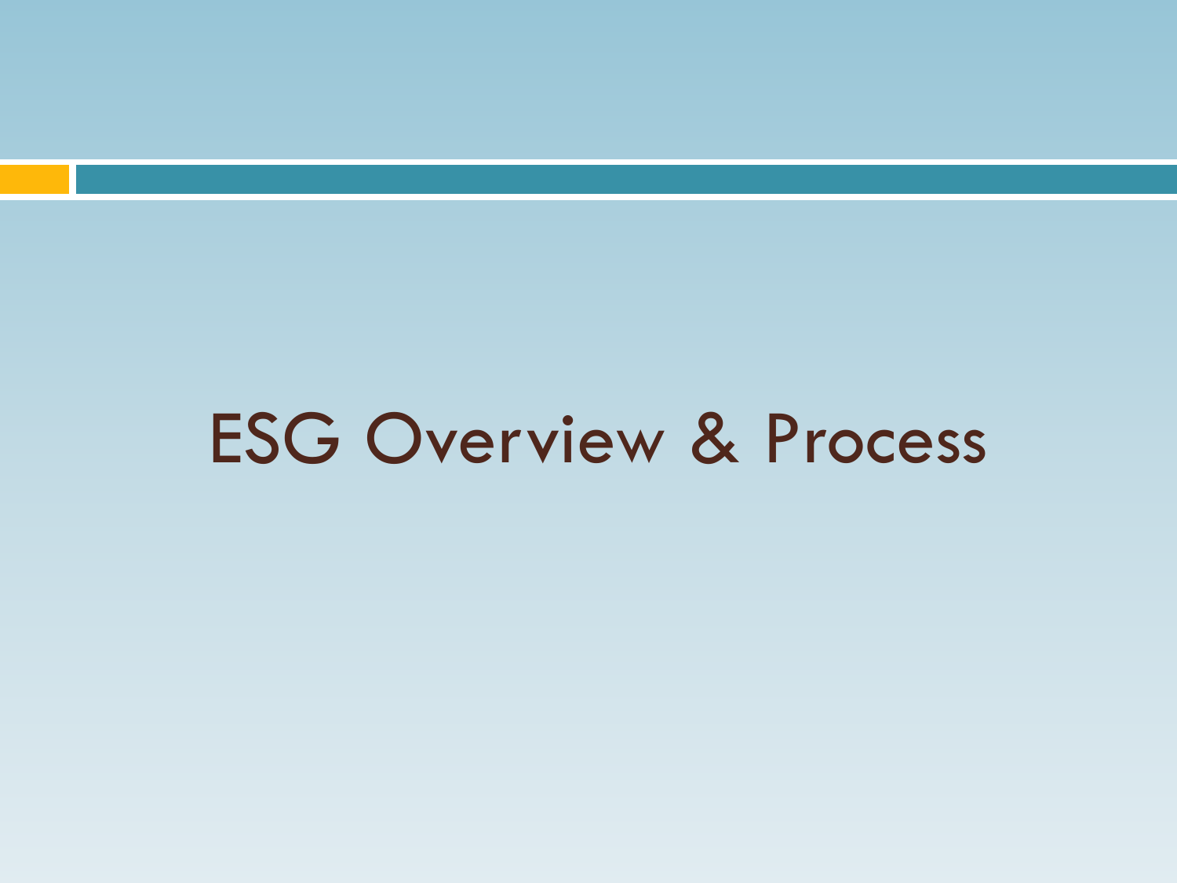# ESG Overview & Process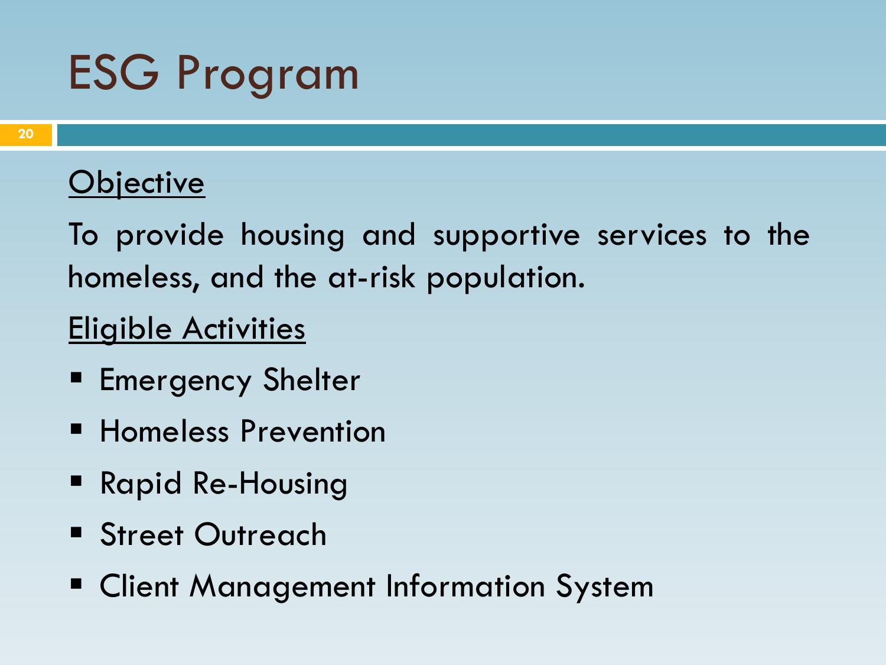# ESG Program

<u>Objective</u>

To provide housing and supportive services to the homeless, and the at-risk population.

<u>Eligible Activities</u>

- Emergency Shelter
- Homeless Prevention
- Rapid Re-Housing
- Street Outreach
- Client Management Information System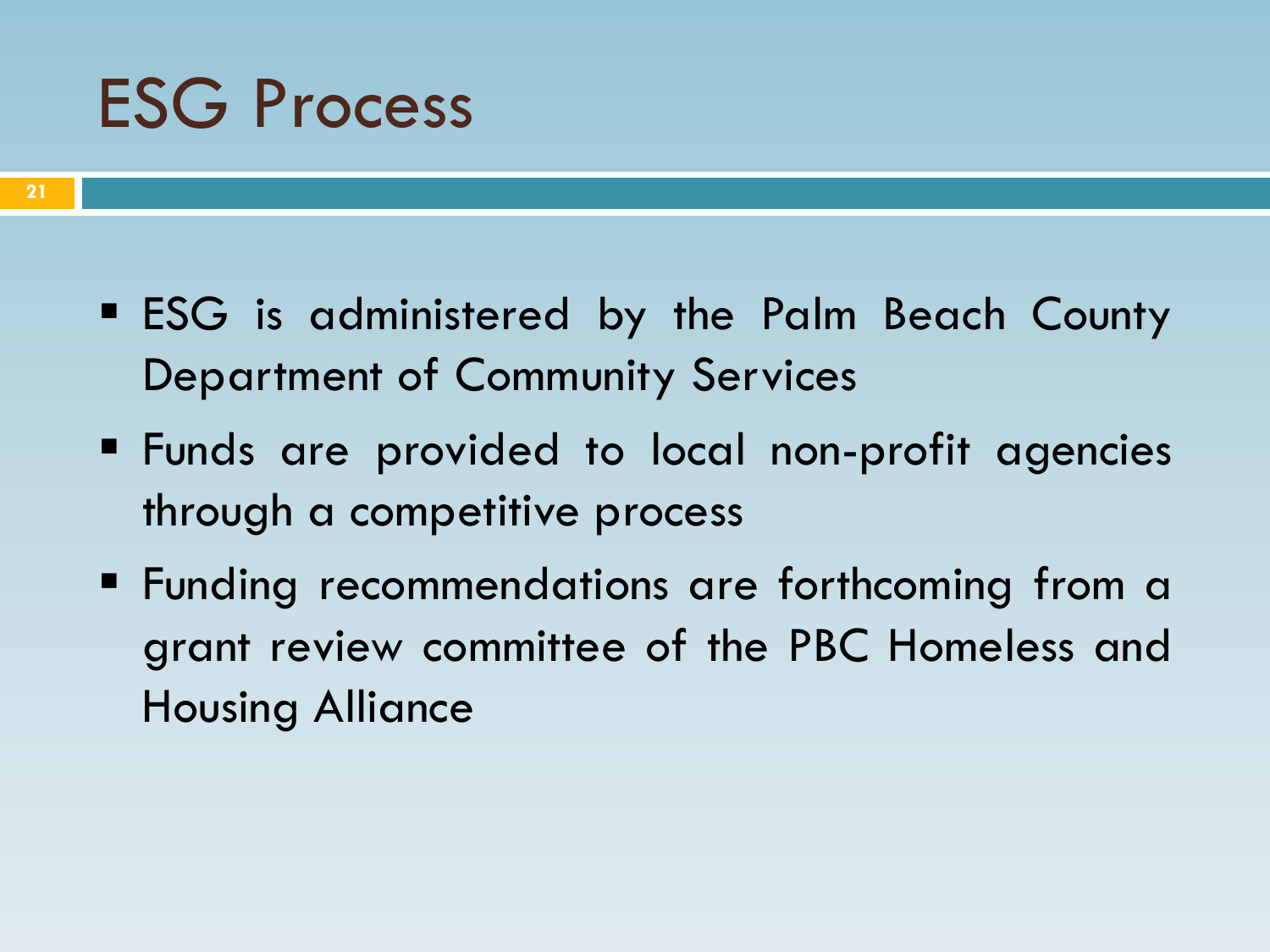# ESG Process

- ESG is administered by the Palm Beach County Department of Community Services
- Funds are provided to local non-profit agencies through a competitive process
- Funding recommendations are forthcoming from a grant review committee of the PBC Homeless and Housing Alliance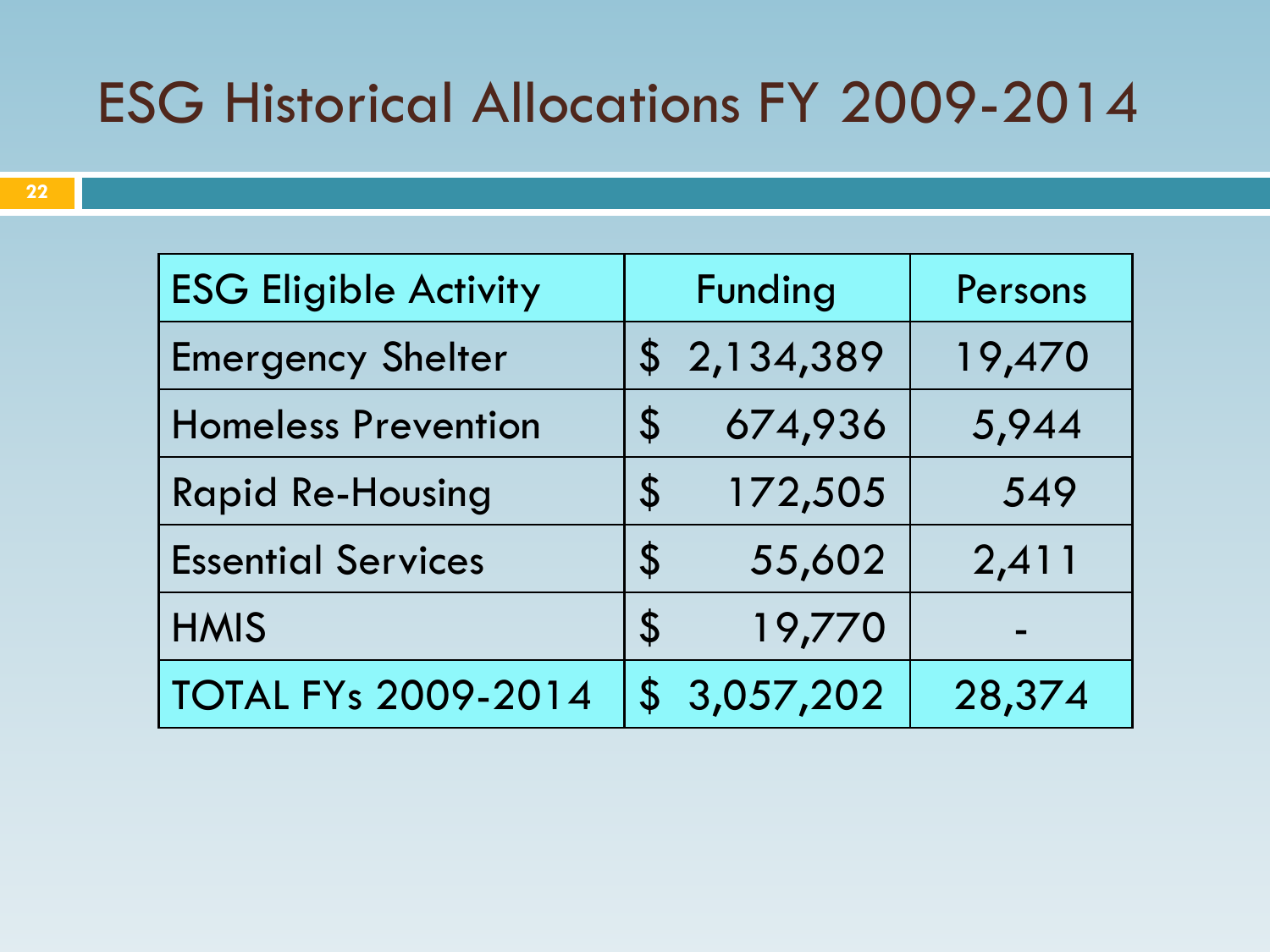# ESG Historical Allocations FY 2009-2014

| ESG Eligible Activity | Funding | Persons |
|---|---|---|
| Emergency Shelter | $ 2,134,389 | 19,470 |
| Homeless Prevention | $ 674,936 | 5,944 |
| Rapid Re-Housing | $ 172,505 | 549 |
| Essential Services | $ 55,602 | 2,411 |
| HMIS | $ 19,770 | - |
| TOTAL FYs 2009-2014 | $ 3,057,202 | 28,374 |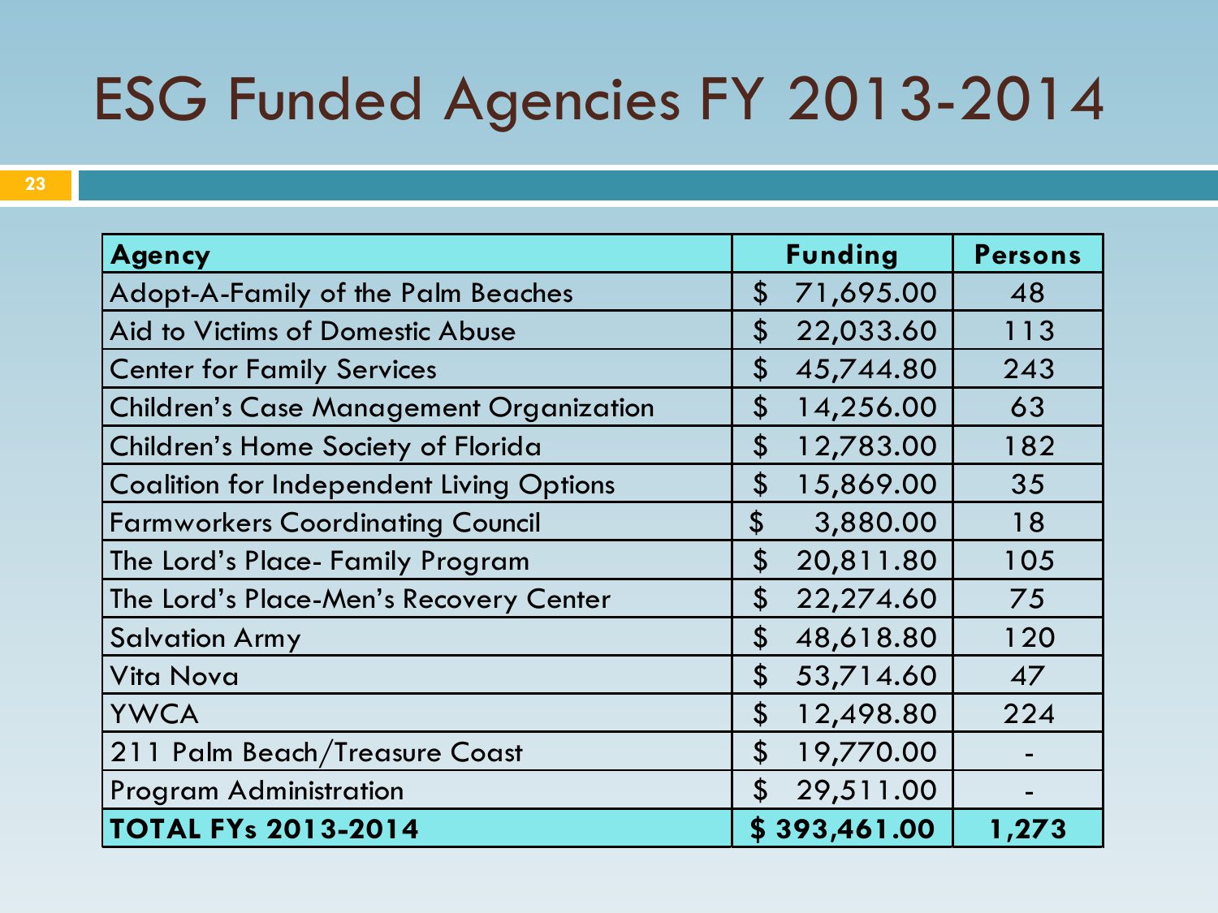# ESG Funded Agencies FY 2013-2014

| Agency | Funding | Persons |
|---|---|---|
| Adopt-A-Family of the Palm Beaches | $ 71,695.00 | 48 |
| Aid to Victims of Domestic Abuse | $ 22,033.60 | 113 |
| Center for Family Services | $ 45,744.80 | 243 |
| Children's Case Management Organization | $ 14,256.00 | 63 |
| Children's Home Society of Florida | $ 12,783.00 | 182 |
| Coalition for Independent Living Options | $ 15,869.00 | 35 |
| Farmworkers Coordinating Council | $ 3,880.00 | 18 |
| The Lord's Place- Family Program | $ 20,811.80 | 105 |
| The Lord's Place-Men's Recovery Center | $ 22,274.60 | 75 |
| Salvation Army | $ 48,618.80 | 120 |
| Vita Nova | $ 53,714.60 | 47 |
| YWCA | $ 12,498.80 | 224 |
| 211 Palm Beach/Treasure Coast | $ 19,770.00 | - |
| Program Administration | $ 29,511.00 | - |
| **TOTAL FYs 2013-2014** | **$ 393,461.00** | **1,273** |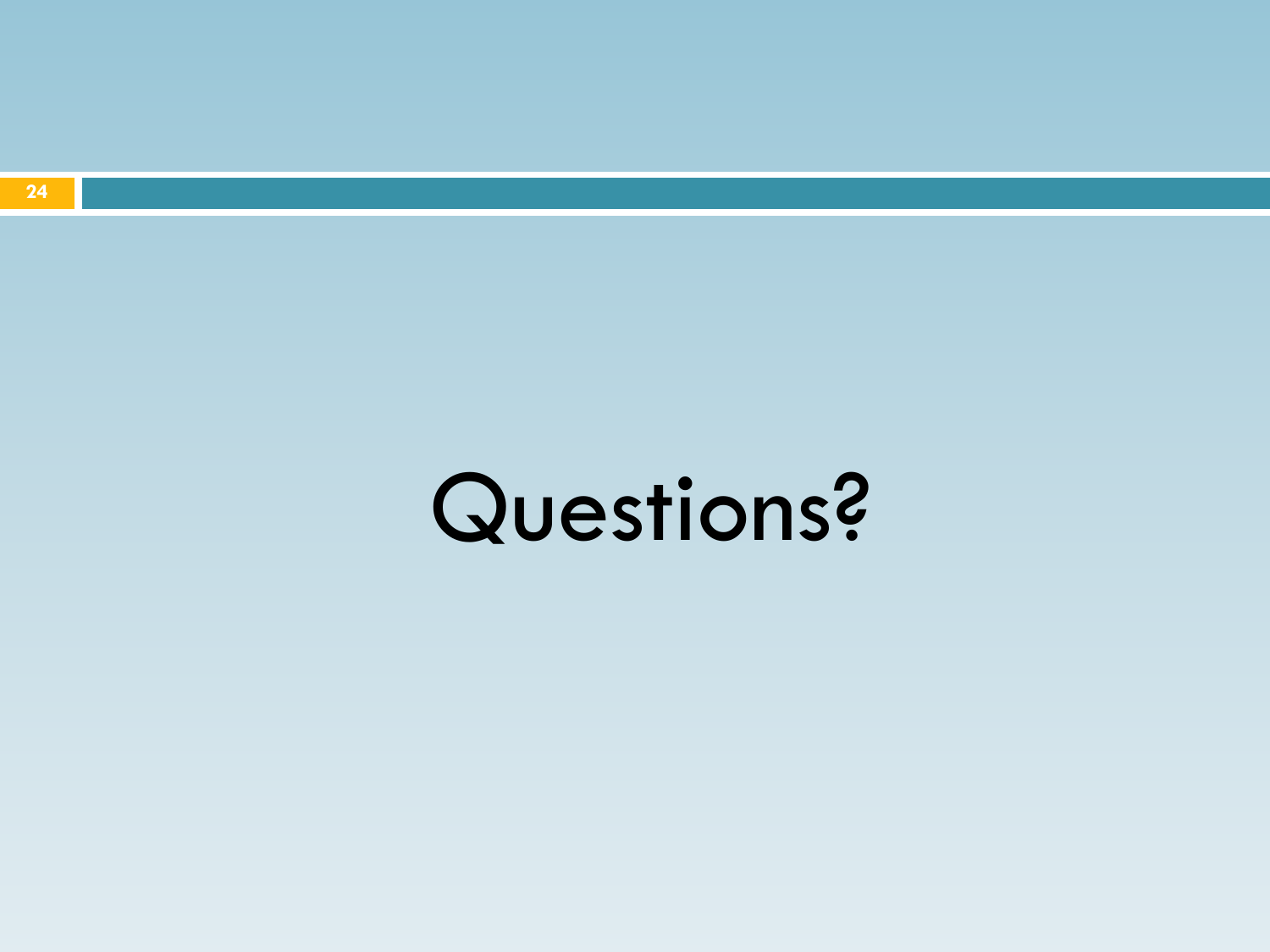# Questions?